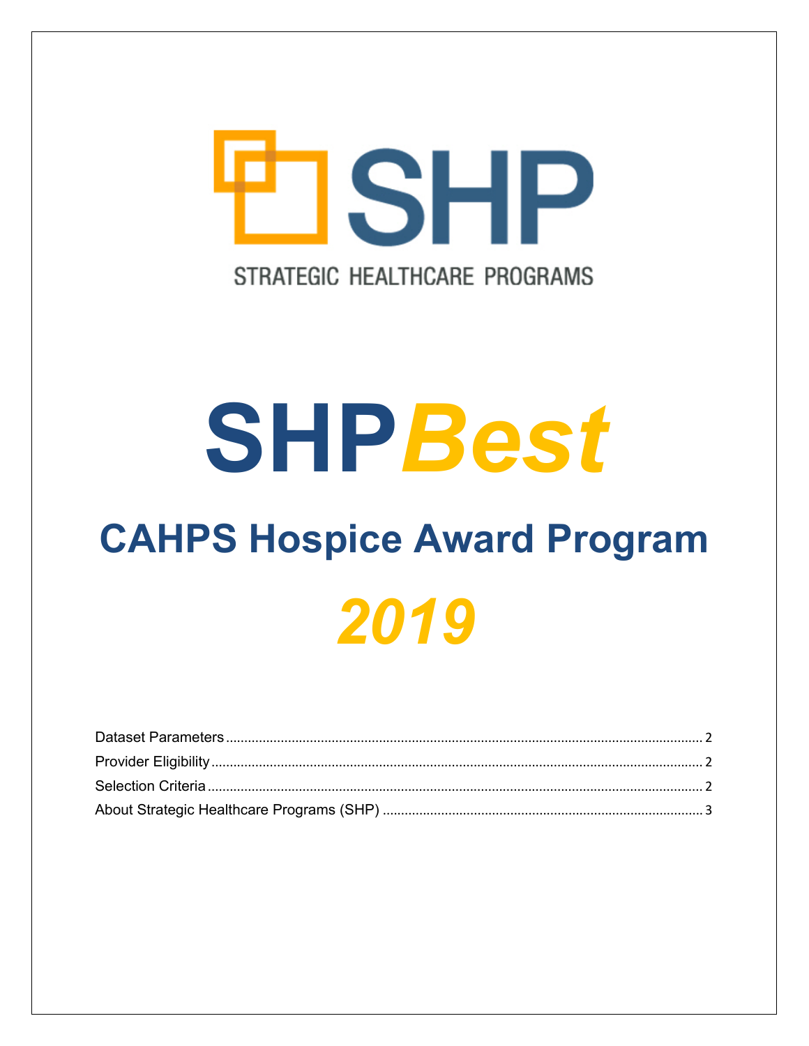SHP

STRATEGIC HEALTHCARE PROGRAMS

# SHP*Best*

## CAHPS Hospice Award Program

## *2019*

Dataset Parameters ........ 2
Provider Eligibility ........ 2
Selection Criteria ........ 2
About Strategic Healthcare Programs (SHP) ........ 3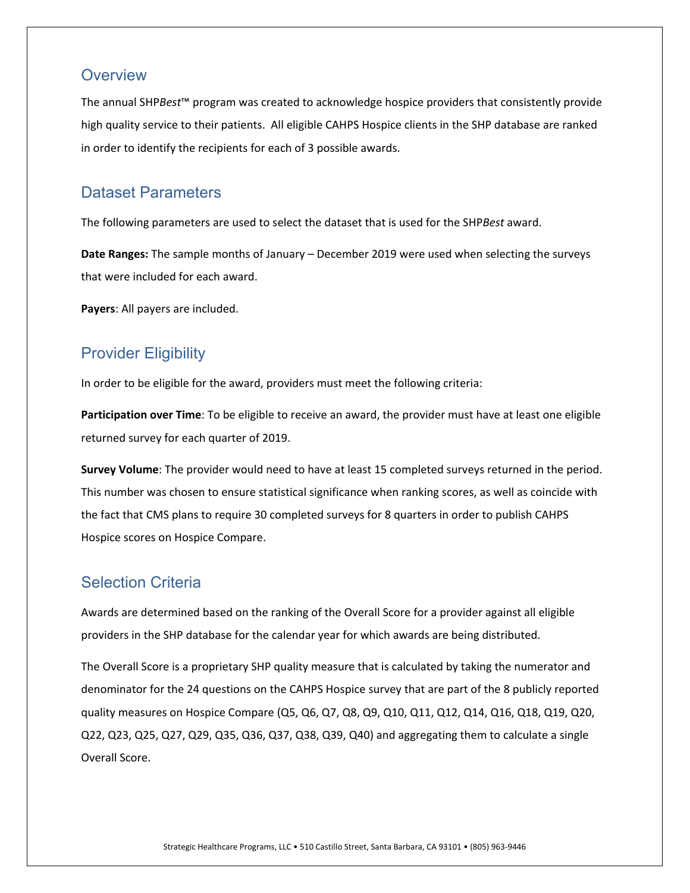## Overview

The annual SHP*Best*™ program was created to acknowledge hospice providers that consistently provide high quality service to their patients. All eligible CAHPS Hospice clients in the SHP database are ranked in order to identify the recipients for each of 3 possible awards.

## Dataset Parameters

The following parameters are used to select the dataset that is used for the SHP*Best* award.

**Date Ranges:** The sample months of January – December 2019 were used when selecting the surveys that were included for each award.

**Payers**: All payers are included.

## Provider Eligibility

In order to be eligible for the award, providers must meet the following criteria:

**Participation over Time**: To be eligible to receive an award, the provider must have at least one eligible returned survey for each quarter of 2019.

**Survey Volume**: The provider would need to have at least 15 completed surveys returned in the period. This number was chosen to ensure statistical significance when ranking scores, as well as coincide with the fact that CMS plans to require 30 completed surveys for 8 quarters in order to publish CAHPS Hospice scores on Hospice Compare.

## Selection Criteria

Awards are determined based on the ranking of the Overall Score for a provider against all eligible providers in the SHP database for the calendar year for which awards are being distributed.

The Overall Score is a proprietary SHP quality measure that is calculated by taking the numerator and denominator for the 24 questions on the CAHPS Hospice survey that are part of the 8 publicly reported quality measures on Hospice Compare (Q5, Q6, Q7, Q8, Q9, Q10, Q11, Q12, Q14, Q16, Q18, Q19, Q20, Q22, Q23, Q25, Q27, Q29, Q35, Q36, Q37, Q38, Q39, Q40) and aggregating them to calculate a single Overall Score.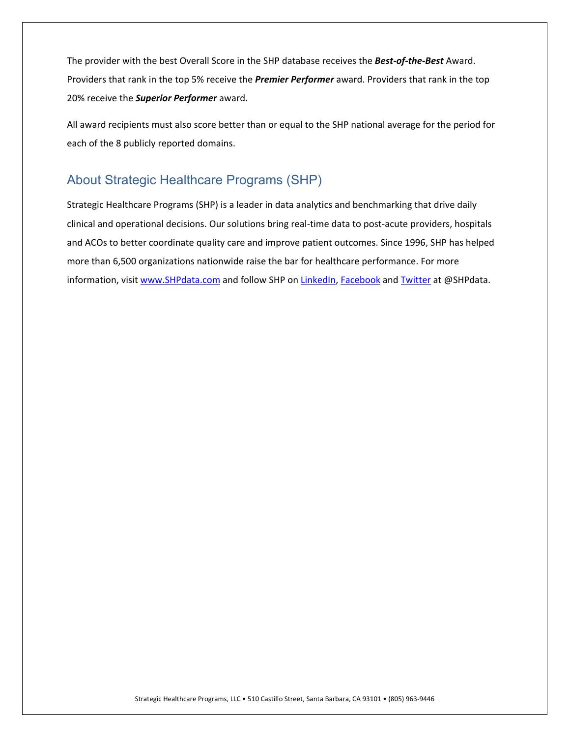The provider with the best Overall Score in the SHP database receives the ***Best-of-the-Best*** Award. Providers that rank in the top 5% receive the ***Premier Performer*** award. Providers that rank in the top 20% receive the ***Superior Performer*** award.

All award recipients must also score better than or equal to the SHP national average for the period for each of the 8 publicly reported domains.

## About Strategic Healthcare Programs (SHP)

Strategic Healthcare Programs (SHP) is a leader in data analytics and benchmarking that drive daily clinical and operational decisions. Our solutions bring real-time data to post-acute providers, hospitals and ACOs to better coordinate quality care and improve patient outcomes. Since 1996, SHP has helped more than 6,500 organizations nationwide raise the bar for healthcare performance. For more information, visit www.SHPdata.com and follow SHP on LinkedIn, Facebook and Twitter at @SHPdata.

Strategic Healthcare Programs, LLC • 510 Castillo Street, Santa Barbara, CA 93101 • (805) 963-9446